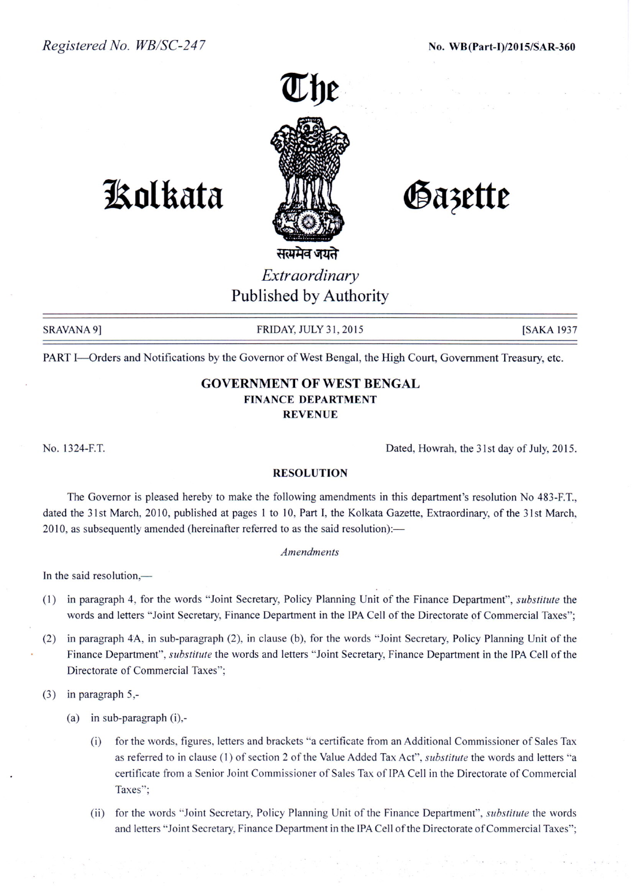Registered No. WB/SC-247

No. WB(Part-I)/2015/SAR-360

# The Kolkata Gazette

सत्यमेव जयते

*Extraordinary*

Published by Authority

SRAVANA 9] FRIDAY, JULY 31, 2015 [SAKA 1937

PART I—Orders and Notifications by the Governor of West Bengal, the High Court, Government Treasury, etc.

## GOVERNMENT OF WEST BENGAL
### FINANCE DEPARTMENT
### REVENUE

No. 1324-F.T. Dated, Howrah, the 31st day of July, 2015.

### RESOLUTION

The Governor is pleased hereby to make the following amendments in this department's resolution No 483-F.T., dated the 31st March, 2010, published at pages 1 to 10, Part I, the Kolkata Gazette, Extraordinary, of the 31st March, 2010, as subsequently amended (hereinafter referred to as the said resolution):—

*Amendments*

In the said resolution,—

(1) in paragraph 4, for the words "Joint Secretary, Policy Planning Unit of the Finance Department", *substitute* the words and letters "Joint Secretary, Finance Department in the IPA Cell of the Directorate of Commercial Taxes";

(2) in paragraph 4A, in sub-paragraph (2), in clause (b), for the words "Joint Secretary, Policy Planning Unit of the Finance Department", *substitute* the words and letters "Joint Secretary, Finance Department in the IPA Cell of the Directorate of Commercial Taxes";

(3) in paragraph 5,-

(a) in sub-paragraph (i),-

(i) for the words, figures, letters and brackets "a certificate from an Additional Commissioner of Sales Tax as referred to in clause (1) of section 2 of the Value Added Tax Act", *substitute* the words and letters "a certificate from a Senior Joint Commissioner of Sales Tax of IPA Cell in the Directorate of Commercial Taxes";

(ii) for the words "Joint Secretary, Policy Planning Unit of the Finance Department", *substitute* the words and letters "Joint Secretary, Finance Department in the IPA Cell of the Directorate of Commercial Taxes";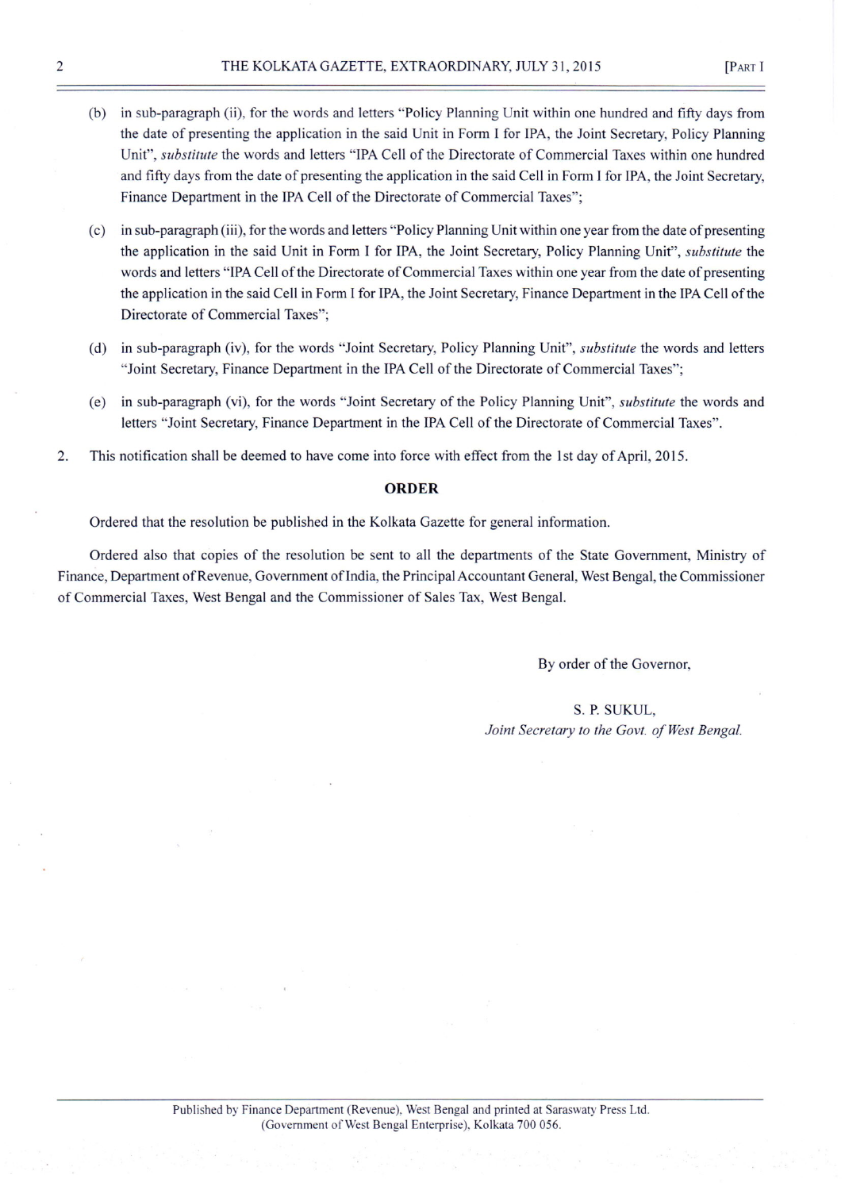(b) in sub-paragraph (ii), for the words and letters "Policy Planning Unit within one hundred and fifty days from the date of presenting the application in the said Unit in Form I for IPA, the Joint Secretary, Policy Planning Unit", *substitute* the words and letters "IPA Cell of the Directorate of Commercial Taxes within one hundred and fifty days from the date of presenting the application in the said Cell in Form I for IPA, the Joint Secretary, Finance Department in the IPA Cell of the Directorate of Commercial Taxes";

(c) in sub-paragraph (iii), for the words and letters "Policy Planning Unit within one year from the date of presenting the application in the said Unit in Form I for IPA, the Joint Secretary, Policy Planning Unit", *substitute* the words and letters "IPA Cell of the Directorate of Commercial Taxes within one year from the date of presenting the application in the said Cell in Form I for IPA, the Joint Secretary, Finance Department in the IPA Cell of the Directorate of Commercial Taxes";

(d) in sub-paragraph (iv), for the words "Joint Secretary, Policy Planning Unit", *substitute* the words and letters "Joint Secretary, Finance Department in the IPA Cell of the Directorate of Commercial Taxes";

(e) in sub-paragraph (vi), for the words "Joint Secretary of the Policy Planning Unit", *substitute* the words and letters "Joint Secretary, Finance Department in the IPA Cell of the Directorate of Commercial Taxes".

2. This notification shall be deemed to have come into force with effect from the 1st day of April, 2015.

**ORDER**

Ordered that the resolution be published in the Kolkata Gazette for general information.

Ordered also that copies of the resolution be sent to all the departments of the State Government, Ministry of Finance, Department of Revenue, Government of India, the Principal Accountant General, West Bengal, the Commissioner of Commercial Taxes, West Bengal and the Commissioner of Sales Tax, West Bengal.

By order of the Governor,

S. P. SUKUL,
*Joint Secretary to the Govt. of West Bengal.*

Published by Finance Department (Revenue), West Bengal and printed at Saraswaty Press Ltd. (Government of West Bengal Enterprise), Kolkata 700 056.